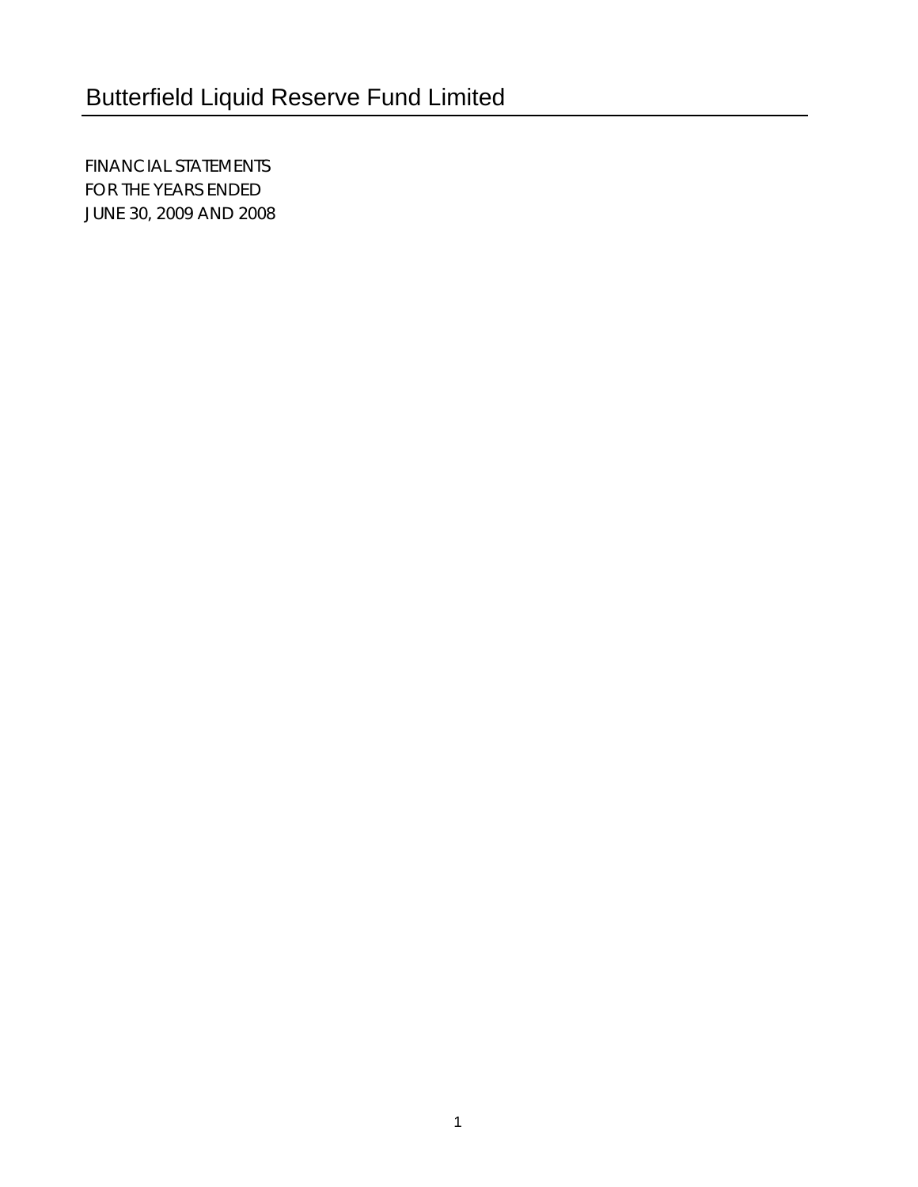# Butterfield Liquid Reserve Fund Limited

FINANCIAL STATEMENTS
FOR THE YEARS ENDED
JUNE 30, 2009 AND 2008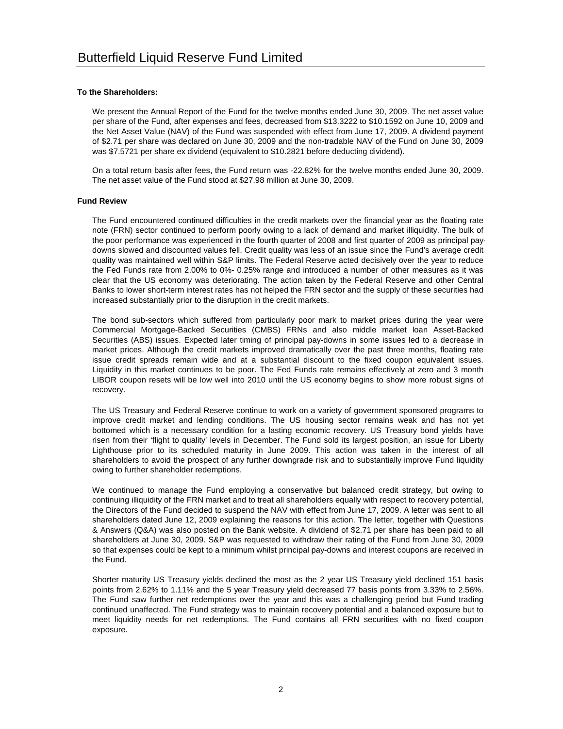# Butterfield Liquid Reserve Fund Limited

**To the Shareholders:**

We present the Annual Report of the Fund for the twelve months ended June 30, 2009. The net asset value per share of the Fund, after expenses and fees, decreased from $13.3222 to $10.1592 on June 10, 2009 and the Net Asset Value (NAV) of the Fund was suspended with effect from June 17, 2009. A dividend payment of $2.71 per share was declared on June 30, 2009 and the non-tradable NAV of the Fund on June 30, 2009 was $7.5721 per share ex dividend (equivalent to $10.2821 before deducting dividend).

On a total return basis after fees, the Fund return was -22.82% for the twelve months ended June 30, 2009. The net asset value of the Fund stood at $27.98 million at June 30, 2009.

**Fund Review**

The Fund encountered continued difficulties in the credit markets over the financial year as the floating rate note (FRN) sector continued to perform poorly owing to a lack of demand and market illiquidity. The bulk of the poor performance was experienced in the fourth quarter of 2008 and first quarter of 2009 as principal pay-downs slowed and discounted values fell. Credit quality was less of an issue since the Fund's average credit quality was maintained well within S&P limits. The Federal Reserve acted decisively over the year to reduce the Fed Funds rate from 2.00% to 0%- 0.25% range and introduced a number of other measures as it was clear that the US economy was deteriorating. The action taken by the Federal Reserve and other Central Banks to lower short-term interest rates has not helped the FRN sector and the supply of these securities had increased substantially prior to the disruption in the credit markets.

The bond sub-sectors which suffered from particularly poor mark to market prices during the year were Commercial Mortgage-Backed Securities (CMBS) FRNs and also middle market loan Asset-Backed Securities (ABS) issues. Expected later timing of principal pay-downs in some issues led to a decrease in market prices. Although the credit markets improved dramatically over the past three months, floating rate issue credit spreads remain wide and at a substantial discount to the fixed coupon equivalent issues. Liquidity in this market continues to be poor. The Fed Funds rate remains effectively at zero and 3 month LIBOR coupon resets will be low well into 2010 until the US economy begins to show more robust signs of recovery.

The US Treasury and Federal Reserve continue to work on a variety of government sponsored programs to improve credit market and lending conditions. The US housing sector remains weak and has not yet bottomed which is a necessary condition for a lasting economic recovery. US Treasury bond yields have risen from their 'flight to quality' levels in December. The Fund sold its largest position, an issue for Liberty Lighthouse prior to its scheduled maturity in June 2009. This action was taken in the interest of all shareholders to avoid the prospect of any further downgrade risk and to substantially improve Fund liquidity owing to further shareholder redemptions.

We continued to manage the Fund employing a conservative but balanced credit strategy, but owing to continuing illiquidity of the FRN market and to treat all shareholders equally with respect to recovery potential, the Directors of the Fund decided to suspend the NAV with effect from June 17, 2009. A letter was sent to all shareholders dated June 12, 2009 explaining the reasons for this action. The letter, together with Questions & Answers (Q&A) was also posted on the Bank website. A dividend of $2.71 per share has been paid to all shareholders at June 30, 2009. S&P was requested to withdraw their rating of the Fund from June 30, 2009 so that expenses could be kept to a minimum whilst principal pay-downs and interest coupons are received in the Fund.

Shorter maturity US Treasury yields declined the most as the 2 year US Treasury yield declined 151 basis points from 2.62% to 1.11% and the 5 year Treasury yield decreased 77 basis points from 3.33% to 2.56%. The Fund saw further net redemptions over the year and this was a challenging period but Fund trading continued unaffected. The Fund strategy was to maintain recovery potential and a balanced exposure but to meet liquidity needs for net redemptions. The Fund contains all FRN securities with no fixed coupon exposure.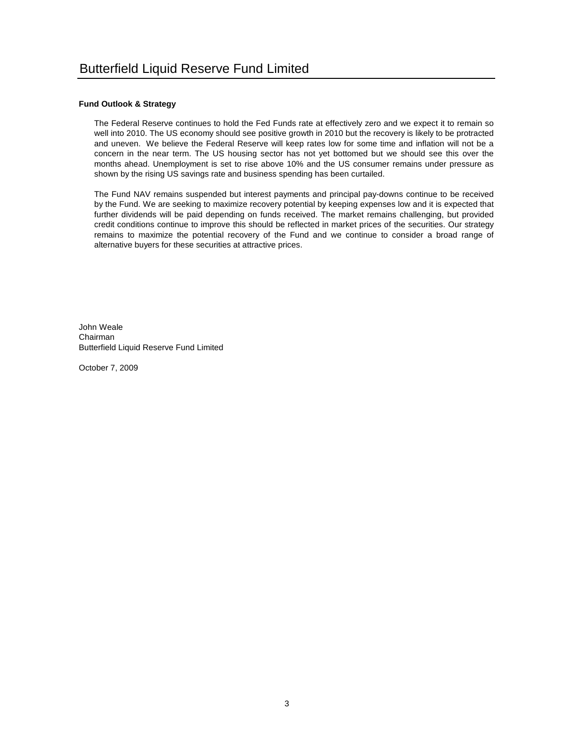**Fund Outlook & Strategy**

The Federal Reserve continues to hold the Fed Funds rate at effectively zero and we expect it to remain so well into 2010. The US economy should see positive growth in 2010 but the recovery is likely to be protracted and uneven. We believe the Federal Reserve will keep rates low for some time and inflation will not be a concern in the near term. The US housing sector has not yet bottomed but we should see this over the months ahead. Unemployment is set to rise above 10% and the US consumer remains under pressure as shown by the rising US savings rate and business spending has been curtailed.

The Fund NAV remains suspended but interest payments and principal pay-downs continue to be received by the Fund. We are seeking to maximize recovery potential by keeping expenses low and it is expected that further dividends will be paid depending on funds received. The market remains challenging, but provided credit conditions continue to improve this should be reflected in market prices of the securities. Our strategy remains to maximize the potential recovery of the Fund and we continue to consider a broad range of alternative buyers for these securities at attractive prices.

John Weale
Chairman
Butterfield Liquid Reserve Fund Limited

October 7, 2009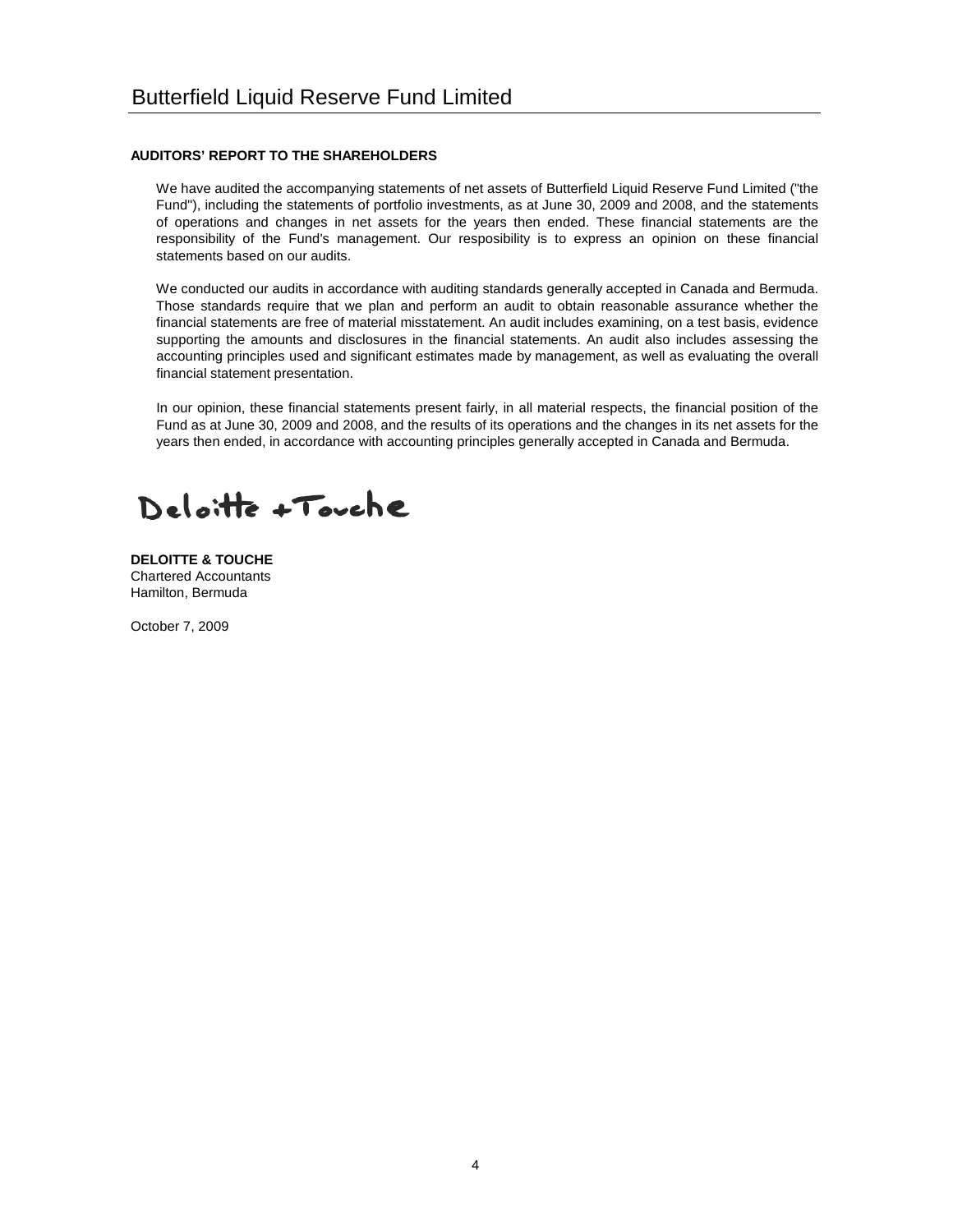# Butterfield Liquid Reserve Fund Limited

**AUDITORS' REPORT TO THE SHAREHOLDERS**

We have audited the accompanying statements of net assets of Butterfield Liquid Reserve Fund Limited ("the Fund"), including the statements of portfolio investments, as at June 30, 2009 and 2008, and the statements of operations and changes in net assets for the years then ended. These financial statements are the responsibility of the Fund's management. Our resposibility is to express an opinion on these financial statements based on our audits.

We conducted our audits in accordance with auditing standards generally accepted in Canada and Bermuda. Those standards require that we plan and perform an audit to obtain reasonable assurance whether the financial statements are free of material misstatement. An audit includes examining, on a test basis, evidence supporting the amounts and disclosures in the financial statements. An audit also includes assessing the accounting principles used and significant estimates made by management, as well as evaluating the overall financial statement presentation.

In our opinion, these financial statements present fairly, in all material respects, the financial position of the Fund as at June 30, 2009 and 2008, and the results of its operations and the changes in its net assets for the years then ended, in accordance with accounting principles generally accepted in Canada and Bermuda.

Deloitte + Touche

**DELOITTE & TOUCHE**
Chartered Accountants
Hamilton, Bermuda

October 7, 2009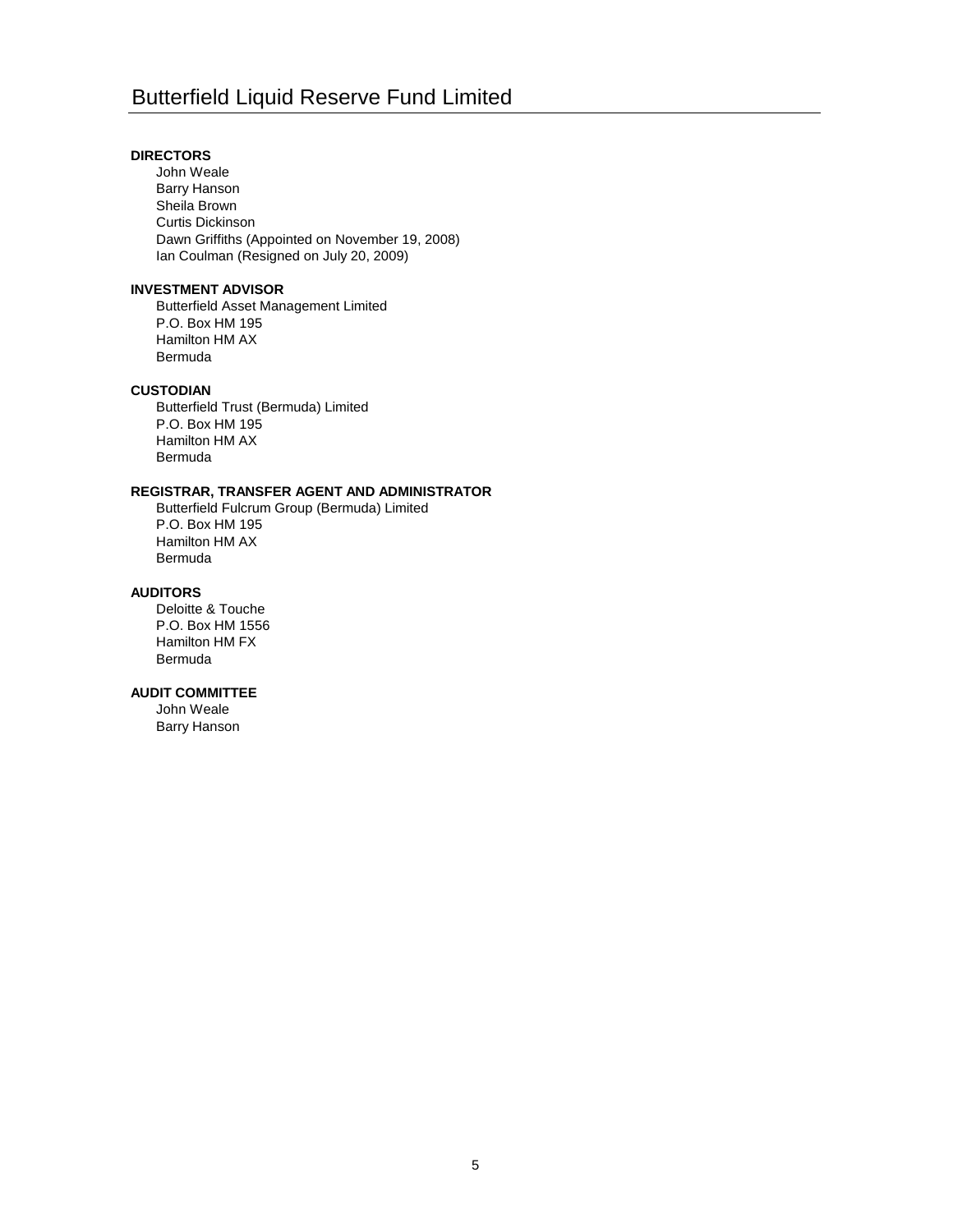# Butterfield Liquid Reserve Fund Limited

**DIRECTORS**

John Weale
Barry Hanson
Sheila Brown
Curtis Dickinson
Dawn Griffiths (Appointed on November 19, 2008)
Ian Coulman (Resigned on July 20, 2009)

**INVESTMENT ADVISOR**

Butterfield Asset Management Limited
P.O. Box HM 195
Hamilton HM AX
Bermuda

**CUSTODIAN**

Butterfield Trust (Bermuda) Limited
P.O. Box HM 195
Hamilton HM AX
Bermuda

**REGISTRAR, TRANSFER AGENT AND ADMINISTRATOR**

Butterfield Fulcrum Group (Bermuda) Limited
P.O. Box HM 195
Hamilton HM AX
Bermuda

**AUDITORS**

Deloitte & Touche
P.O. Box HM 1556
Hamilton HM FX
Bermuda

**AUDIT COMMITTEE**

John Weale
Barry Hanson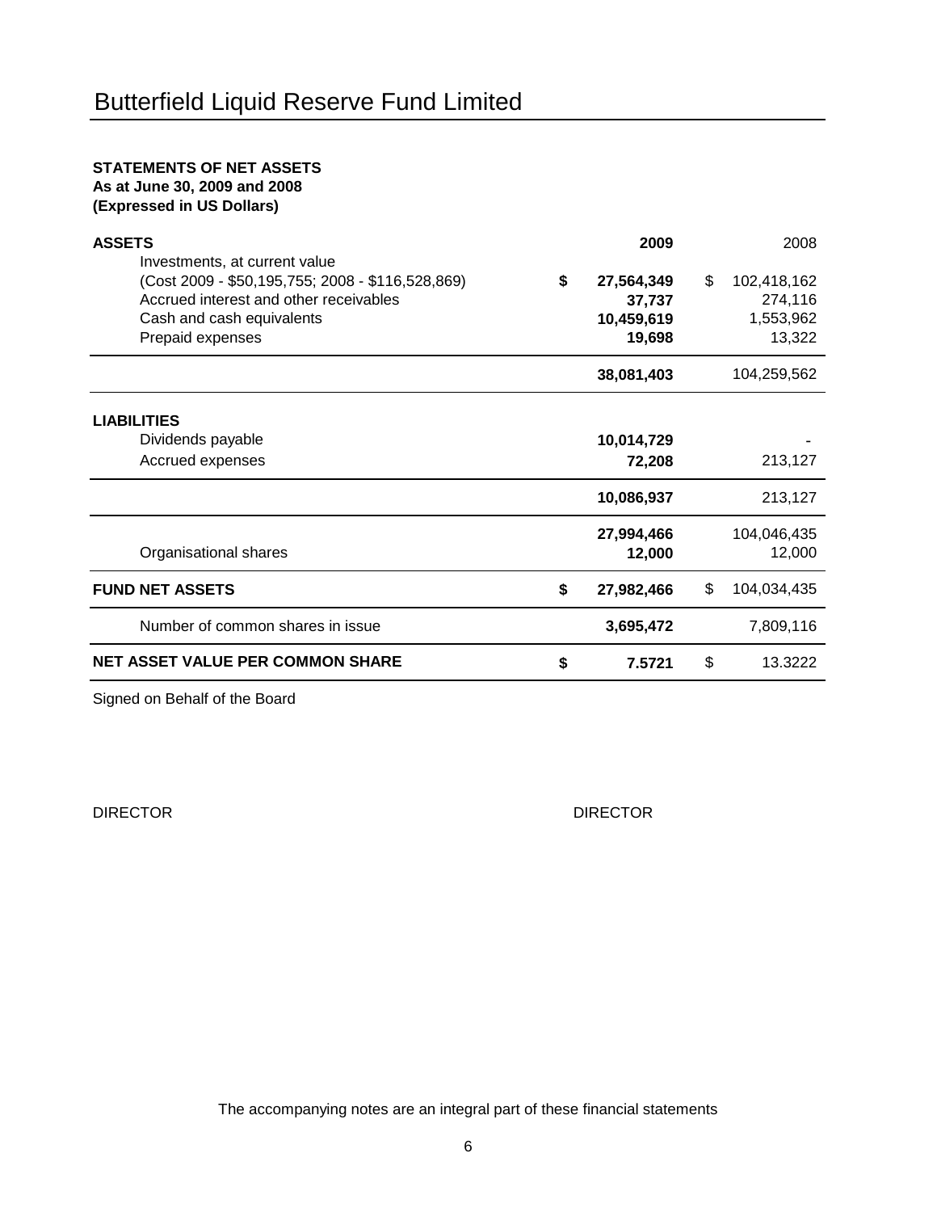# Butterfield Liquid Reserve Fund Limited

**STATEMENTS OF NET ASSETS**
**As at June 30, 2009 and 2008**
**(Expressed in US Dollars)**

| | 2009 | 2008 |
|---|---|---|
| **ASSETS** | | |
| Investments, at current value (Cost 2009 - $50,195,755; 2008 - $116,528,869) | **$ 27,564,349** | $ 102,418,162 |
| Accrued interest and other receivables | **37,737** | 274,116 |
| Cash and cash equivalents | **10,459,619** | 1,553,962 |
| Prepaid expenses | **19,698** | 13,322 |
| | **38,081,403** | 104,259,562 |
| **LIABILITIES** | | |
| Dividends payable | **10,014,729** | - |
| Accrued expenses | **72,208** | 213,127 |
| | **10,086,937** | 213,127 |
| | **27,994,466** | 104,046,435 |
| Organisational shares | **12,000** | 12,000 |
| **FUND NET ASSETS** | **$ 27,982,466** | $ 104,034,435 |
| Number of common shares in issue | **3,695,472** | 7,809,116 |
| **NET ASSET VALUE PER COMMON SHARE** | **$ 7.5721** | $ 13.3222 |

Signed on Behalf of the Board

DIRECTOR DIRECTOR

The accompanying notes are an integral part of these financial statements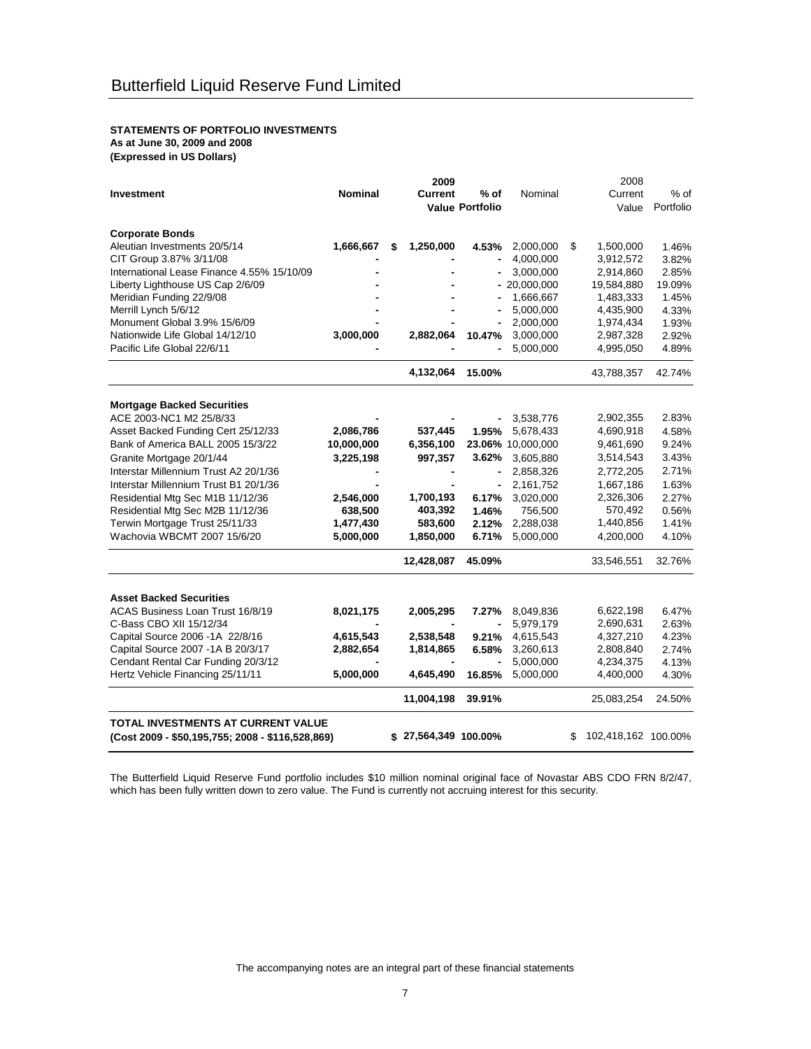# Butterfield Liquid Reserve Fund Limited

**STATEMENTS OF PORTFOLIO INVESTMENTS**
**As at June 30, 2009 and 2008**
**(Expressed in US Dollars)**

| Investment | Nominal | 2009 Current Value | % of Portfolio | Nominal | 2008 Current Value | % of Portfolio |
|---|---|---|---|---|---|---|
| **Corporate Bonds** | | | | | | |
| Aleutian Investments 20/5/14 | **1,666,667** | **$ 1,250,000** | **4.53%** | 2,000,000 | $ 1,500,000 | 1.46% |
| CIT Group 3.87% 3/11/08 | **-** | **-** | **-** | 4,000,000 | 3,912,572 | 3.82% |
| International Lease Finance 4.55% 15/10/09 | **-** | **-** | **-** | 3,000,000 | 2,914,860 | 2.85% |
| Liberty Lighthouse US Cap 2/6/09 | **-** | **-** | **-** | 20,000,000 | 19,584,880 | 19.09% |
| Meridian Funding 22/9/08 | **-** | **-** | **-** | 1,666,667 | 1,483,333 | 1.45% |
| Merrill Lynch 5/6/12 | **-** | **-** | **-** | 5,000,000 | 4,435,900 | 4.33% |
| Monument Global 3.9% 15/6/09 | **-** | **-** | **-** | 2,000,000 | 1,974,434 | 1.93% |
| Nationwide Life Global 14/12/10 | **3,000,000** | **2,882,064** | **10.47%** | 3,000,000 | 2,987,328 | 2.92% |
| Pacific Life Global 22/6/11 | **-** | **-** | **-** | 5,000,000 | 4,995,050 | 4.89% |
| | | **4,132,064** | **15.00%** | | 43,788,357 | 42.74% |
| **Mortgage Backed Securities** | | | | | | |
| ACE 2003-NC1 M2 25/8/33 | **-** | **-** | **-** | 3,538,776 | 2,902,355 | 2.83% |
| Asset Backed Funding Cert 25/12/33 | **2,086,786** | **537,445** | **1.95%** | 5,678,433 | 4,690,918 | 4.58% |
| Bank of America BALL 2005 15/3/22 | **10,000,000** | **6,356,100** | **23.06%** | 10,000,000 | 9,461,690 | 9.24% |
| Granite Mortgage 20/1/44 | **3,225,198** | **997,357** | **3.62%** | 3,605,880 | 3,514,543 | 3.43% |
| Interstar Millennium Trust A2 20/1/36 | **-** | **-** | **-** | 2,858,326 | 2,772,205 | 2.71% |
| Interstar Millennium Trust B1 20/1/36 | **-** | **-** | **-** | 2,161,752 | 1,667,186 | 1.63% |
| Residential Mtg Sec M1B 11/12/36 | **2,546,000** | **1,700,193** | **6.17%** | 3,020,000 | 2,326,306 | 2.27% |
| Residential Mtg Sec M2B 11/12/36 | **638,500** | **403,392** | **1.46%** | 756,500 | 570,492 | 0.56% |
| Terwin Mortgage Trust 25/11/33 | **1,477,430** | **583,600** | **2.12%** | 2,288,038 | 1,440,856 | 1.41% |
| Wachovia WBCMT 2007 15/6/20 | **5,000,000** | **1,850,000** | **6.71%** | 5,000,000 | 4,200,000 | 4.10% |
| | | **12,428,087** | **45.09%** | | 33,546,551 | 32.76% |
| **Asset Backed Securities** | | | | | | |
| ACAS Business Loan Trust 16/8/19 | **8,021,175** | **2,005,295** | **7.27%** | 8,049,836 | 6,622,198 | 6.47% |
| C-Bass CBO XII 15/12/34 | **-** | **-** | **-** | 5,979,179 | 2,690,631 | 2.63% |
| Capital Source 2006 -1A 22/8/16 | **4,615,543** | **2,538,548** | **9.21%** | 4,615,543 | 4,327,210 | 4.23% |
| Capital Source 2007 -1A B 20/3/17 | **2,882,654** | **1,814,865** | **6.58%** | 3,260,613 | 2,808,840 | 2.74% |
| Cendant Rental Car Funding 20/3/12 | **-** | **-** | **-** | 5,000,000 | 4,234,375 | 4.13% |
| Hertz Vehicle Financing 25/11/11 | **5,000,000** | **4,645,490** | **16.85%** | 5,000,000 | 4,400,000 | 4.30% |
| | | **11,004,198** | **39.91%** | | 25,083,254 | 24.50% |
| **TOTAL INVESTMENTS AT CURRENT VALUE (Cost 2009 - $50,195,755; 2008 - $116,528,869)** | | **$ 27,564,349** | **100.00%** | | $ 102,418,162 | 100.00% |

The Butterfield Liquid Reserve Fund portfolio includes $10 million nominal original face of Novastar ABS CDO FRN 8/2/47, which has been fully written down to zero value. The Fund is currently not accruing interest for this security.

The accompanying notes are an integral part of these financial statements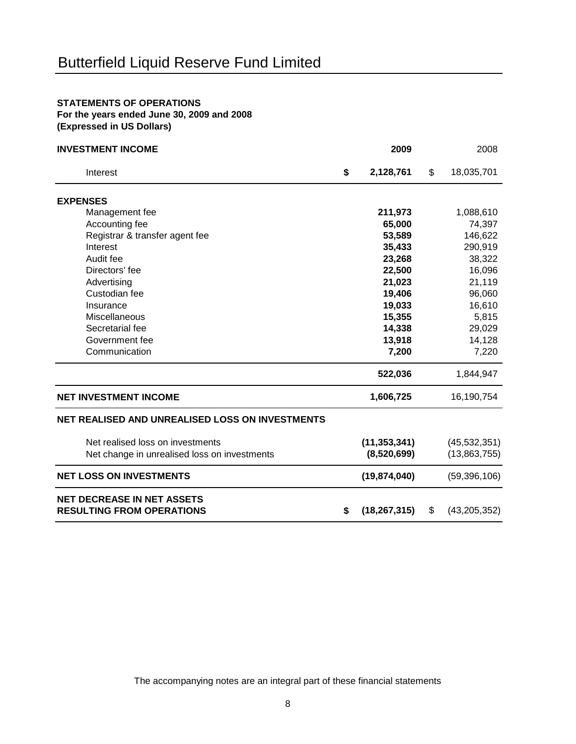# Butterfield Liquid Reserve Fund Limited

**STATEMENTS OF OPERATIONS**
**For the years ended June 30, 2009 and 2008**
**(Expressed in US Dollars)**

| **INVESTMENT INCOME** | **2009** | 2008 |
|---|---|---|
| Interest | **$ 2,128,761** | $ 18,035,701 |
| **EXPENSES** | | |
| Management fee | **211,973** | 1,088,610 |
| Accounting fee | **65,000** | 74,397 |
| Registrar & transfer agent fee | **53,589** | 146,622 |
| Interest | **35,433** | 290,919 |
| Audit fee | **23,268** | 38,322 |
| Directors' fee | **22,500** | 16,096 |
| Advertising | **21,023** | 21,119 |
| Custodian fee | **19,406** | 96,060 |
| Insurance | **19,033** | 16,610 |
| Miscellaneous | **15,355** | 5,815 |
| Secretarial fee | **14,338** | 29,029 |
| Government fee | **13,918** | 14,128 |
| Communication | **7,200** | 7,220 |
| | **522,036** | 1,844,947 |
| **NET INVESTMENT INCOME** | **1,606,725** | 16,190,754 |
| **NET REALISED AND UNREALISED LOSS ON INVESTMENTS** | | |
| Net realised loss on investments | **(11,353,341)** | (45,532,351) |
| Net change in unrealised loss on investments | **(8,520,699)** | (13,863,755) |
| **NET LOSS ON INVESTMENTS** | **(19,874,040)** | (59,396,106) |
| **NET DECREASE IN NET ASSETS RESULTING FROM OPERATIONS** | **$ (18,267,315)** | $ (43,205,352) |

The accompanying notes are an integral part of these financial statements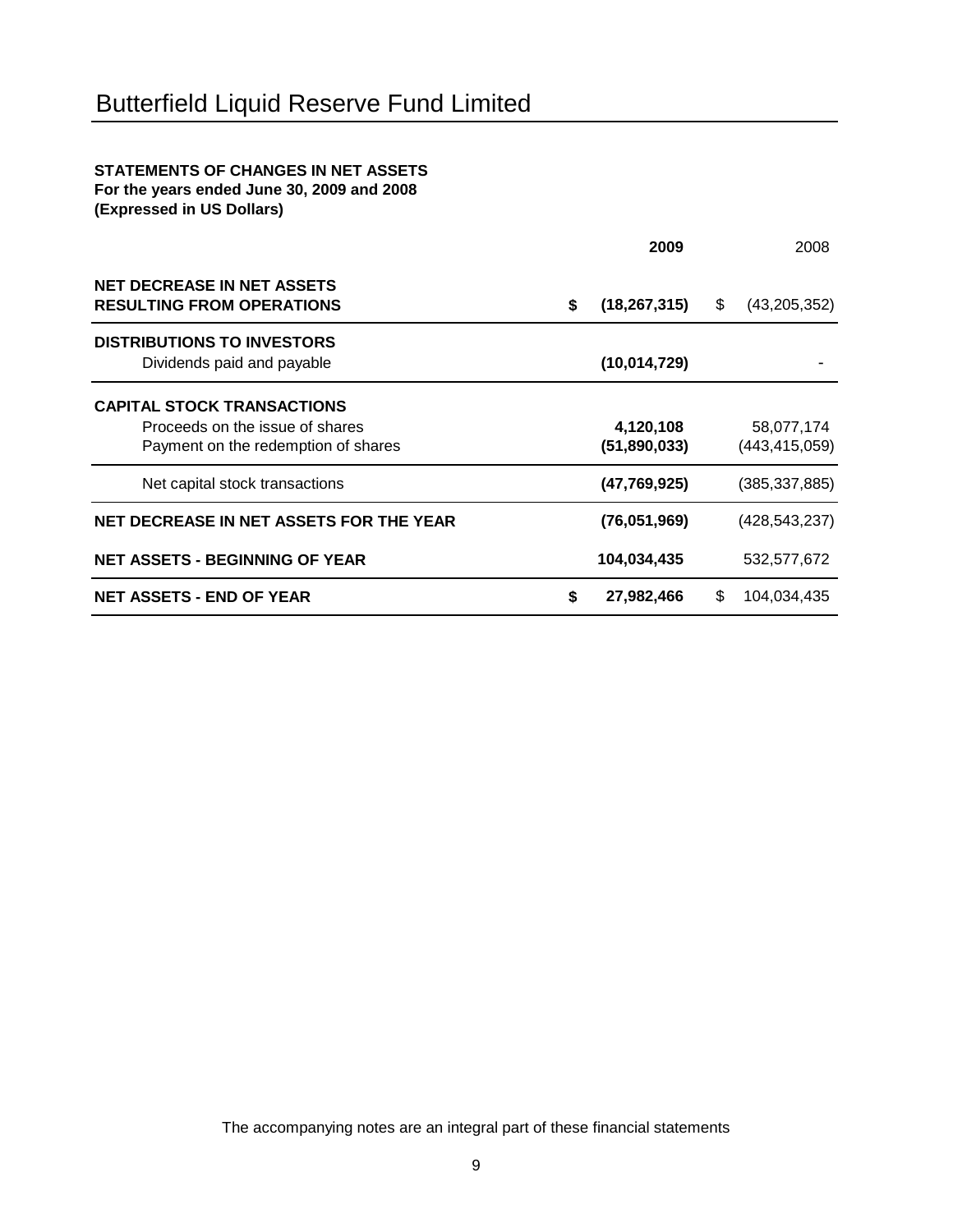# Butterfield Liquid Reserve Fund Limited

**STATEMENTS OF CHANGES IN NET ASSETS**
**For the years ended June 30, 2009 and 2008**
**(Expressed in US Dollars)**

| | 2009 | 2008 |
|---|---|---|
| **NET DECREASE IN NET ASSETS RESULTING FROM OPERATIONS** | **$ (18,267,315)** | $ (43,205,352) |
| **DISTRIBUTIONS TO INVESTORS** | | |
| Dividends paid and payable | **(10,014,729)** | - |
| **CAPITAL STOCK TRANSACTIONS** | | |
| Proceeds on the issue of shares | **4,120,108** | 58,077,174 |
| Payment on the redemption of shares | **(51,890,033)** | (443,415,059) |
| Net capital stock transactions | **(47,769,925)** | (385,337,885) |
| **NET DECREASE IN NET ASSETS FOR THE YEAR** | **(76,051,969)** | (428,543,237) |
| **NET ASSETS - BEGINNING OF YEAR** | **104,034,435** | 532,577,672 |
| **NET ASSETS - END OF YEAR** | **$ 27,982,466** | $ 104,034,435 |

The accompanying notes are an integral part of these financial statements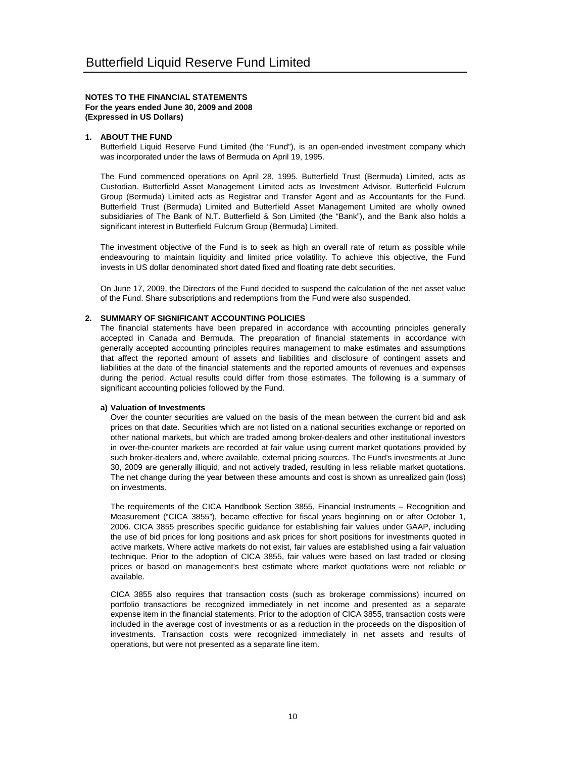# Butterfield Liquid Reserve Fund Limited

**NOTES TO THE FINANCIAL STATEMENTS**
**For the years ended June 30, 2009 and 2008**
**(Expressed in US Dollars)**

## 1. ABOUT THE FUND

Butterfield Liquid Reserve Fund Limited (the "Fund"), is an open-ended investment company which was incorporated under the laws of Bermuda on April 19, 1995.

The Fund commenced operations on April 28, 1995. Butterfield Trust (Bermuda) Limited, acts as Custodian. Butterfield Asset Management Limited acts as Investment Advisor. Butterfield Fulcrum Group (Bermuda) Limited acts as Registrar and Transfer Agent and as Accountants for the Fund. Butterfield Trust (Bermuda) Limited and Butterfield Asset Management Limited are wholly owned subsidiaries of The Bank of N.T. Butterfield & Son Limited (the "Bank"), and the Bank also holds a significant interest in Butterfield Fulcrum Group (Bermuda) Limited.

The investment objective of the Fund is to seek as high an overall rate of return as possible while endeavouring to maintain liquidity and limited price volatility. To achieve this objective, the Fund invests in US dollar denominated short dated fixed and floating rate debt securities.

On June 17, 2009, the Directors of the Fund decided to suspend the calculation of the net asset value of the Fund. Share subscriptions and redemptions from the Fund were also suspended.

## 2. SUMMARY OF SIGNIFICANT ACCOUNTING POLICIES

The financial statements have been prepared in accordance with accounting principles generally accepted in Canada and Bermuda. The preparation of financial statements in accordance with generally accepted accounting principles requires management to make estimates and assumptions that affect the reported amount of assets and liabilities and disclosure of contingent assets and liabilities at the date of the financial statements and the reported amounts of revenues and expenses during the period. Actual results could differ from those estimates. The following is a summary of significant accounting policies followed by the Fund.

### a) Valuation of Investments

Over the counter securities are valued on the basis of the mean between the current bid and ask prices on that date. Securities which are not listed on a national securities exchange or reported on other national markets, but which are traded among broker-dealers and other institutional investors in over-the-counter markets are recorded at fair value using current market quotations provided by such broker-dealers and, where available, external pricing sources. The Fund's investments at June 30, 2009 are generally illiquid, and not actively traded, resulting in less reliable market quotations. The net change during the year between these amounts and cost is shown as unrealized gain (loss) on investments.

The requirements of the CICA Handbook Section 3855, Financial Instruments – Recognition and Measurement ("CICA 3855"), became effective for fiscal years beginning on or after October 1, 2006. CICA 3855 prescribes specific guidance for establishing fair values under GAAP, including the use of bid prices for long positions and ask prices for short positions for investments quoted in active markets. Where active markets do not exist, fair values are established using a fair valuation technique. Prior to the adoption of CICA 3855, fair values were based on last traded or closing prices or based on management's best estimate where market quotations were not reliable or available.

CICA 3855 also requires that transaction costs (such as brokerage commissions) incurred on portfolio transactions be recognized immediately in net income and presented as a separate expense item in the financial statements. Prior to the adoption of CICA 3855, transaction costs were included in the average cost of investments or as a reduction in the proceeds on the disposition of investments. Transaction costs were recognized immediately in net assets and results of operations, but were not presented as a separate line item.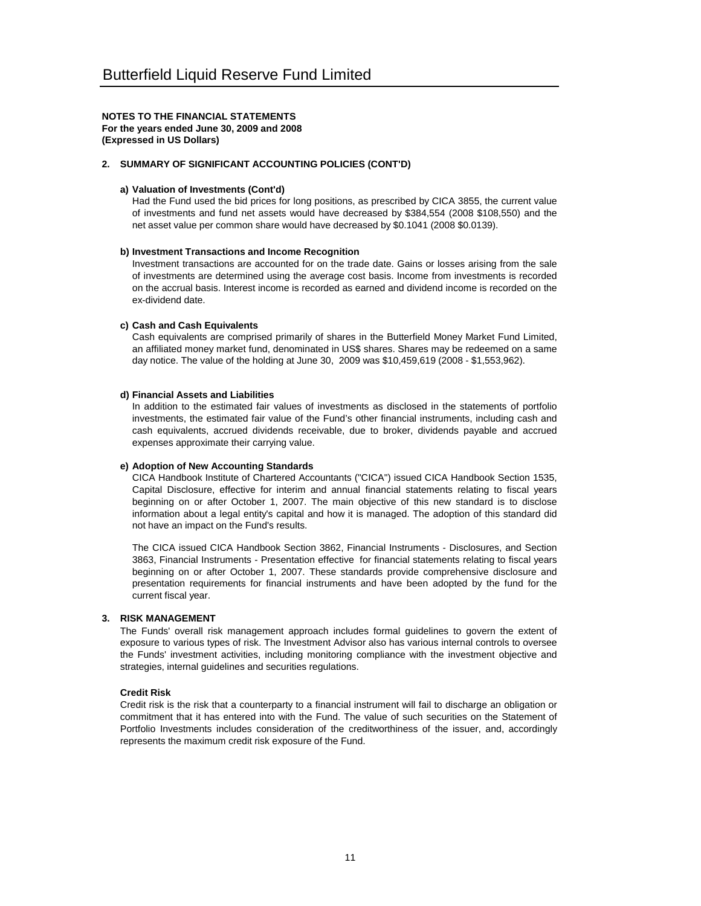# Butterfield Liquid Reserve Fund Limited

**NOTES TO THE FINANCIAL STATEMENTS**
**For the years ended June 30, 2009 and 2008**
**(Expressed in US Dollars)**

**2. SUMMARY OF SIGNIFICANT ACCOUNTING POLICIES (CONT'D)**

**a) Valuation of Investments (Cont'd)**

Had the Fund used the bid prices for long positions, as prescribed by CICA 3855, the current value of investments and fund net assets would have decreased by $384,554 (2008 $108,550) and the net asset value per common share would have decreased by $0.1041 (2008 $0.0139).

**b) Investment Transactions and Income Recognition**

Investment transactions are accounted for on the trade date. Gains or losses arising from the sale of investments are determined using the average cost basis. Income from investments is recorded on the accrual basis. Interest income is recorded as earned and dividend income is recorded on the ex-dividend date.

**c) Cash and Cash Equivalents**

Cash equivalents are comprised primarily of shares in the Butterfield Money Market Fund Limited, an affiliated money market fund, denominated in US$ shares. Shares may be redeemed on a same day notice. The value of the holding at June 30, 2009 was $10,459,619 (2008 - $1,553,962).

**d) Financial Assets and Liabilities**

In addition to the estimated fair values of investments as disclosed in the statements of portfolio investments, the estimated fair value of the Fund's other financial instruments, including cash and cash equivalents, accrued dividends receivable, due to broker, dividends payable and accrued expenses approximate their carrying value.

**e) Adoption of New Accounting Standards**

CICA Handbook Institute of Chartered Accountants ("CICA") issued CICA Handbook Section 1535, Capital Disclosure, effective for interim and annual financial statements relating to fiscal years beginning on or after October 1, 2007. The main objective of this new standard is to disclose information about a legal entity's capital and how it is managed. The adoption of this standard did not have an impact on the Fund's results.

The CICA issued CICA Handbook Section 3862, Financial Instruments - Disclosures, and Section 3863, Financial Instruments - Presentation effective for financial statements relating to fiscal years beginning on or after October 1, 2007. These standards provide comprehensive disclosure and presentation requirements for financial instruments and have been adopted by the fund for the current fiscal year.

**3. RISK MANAGEMENT**

The Funds' overall risk management approach includes formal guidelines to govern the extent of exposure to various types of risk. The Investment Advisor also has various internal controls to oversee the Funds' investment activities, including monitoring compliance with the investment objective and strategies, internal guidelines and securities regulations.

**Credit Risk**

Credit risk is the risk that a counterparty to a financial instrument will fail to discharge an obligation or commitment that it has entered into with the Fund. The value of such securities on the Statement of Portfolio Investments includes consideration of the creditworthiness of the issuer, and, accordingly represents the maximum credit risk exposure of the Fund.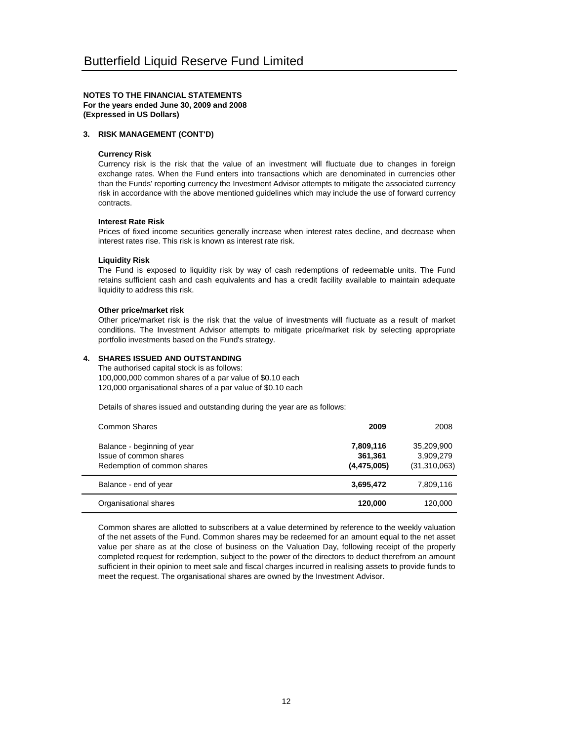# Butterfield Liquid Reserve Fund Limited

**NOTES TO THE FINANCIAL STATEMENTS**
**For the years ended June 30, 2009 and 2008**
**(Expressed in US Dollars)**

## 3. RISK MANAGEMENT (CONT'D)

**Currency Risk**

Currency risk is the risk that the value of an investment will fluctuate due to changes in foreign exchange rates. When the Fund enters into transactions which are denominated in currencies other than the Funds' reporting currency the Investment Advisor attempts to mitigate the associated currency risk in accordance with the above mentioned guidelines which may include the use of forward currency contracts.

**Interest Rate Risk**

Prices of fixed income securities generally increase when interest rates decline, and decrease when interest rates rise. This risk is known as interest rate risk.

**Liquidity Risk**

The Fund is exposed to liquidity risk by way of cash redemptions of redeemable units. The Fund retains sufficient cash and cash equivalents and has a credit facility available to maintain adequate liquidity to address this risk.

**Other price/market risk**

Other price/market risk is the risk that the value of investments will fluctuate as a result of market conditions. The Investment Advisor attempts to mitigate price/market risk by selecting appropriate portfolio investments based on the Fund's strategy.

## 4. SHARES ISSUED AND OUTSTANDING

The authorised capital stock is as follows:
100,000,000 common shares of a par value of $0.10 each
120,000 organisational shares of a par value of $0.10 each

Details of shares issued and outstanding during the year are as follows:

| Common Shares | **2009** | 2008 |
|---|---|---|
| Balance - beginning of year | **7,809,116** | 35,209,900 |
| Issue of common shares | **361,361** | 3,909,279 |
| Redemption of common shares | **(4,475,005)** | (31,310,063) |
| Balance - end of year | **3,695,472** | 7,809,116 |
| Organisational shares | **120,000** | 120,000 |

Common shares are allotted to subscribers at a value determined by reference to the weekly valuation of the net assets of the Fund. Common shares may be redeemed for an amount equal to the net asset value per share as at the close of business on the Valuation Day, following receipt of the properly completed request for redemption, subject to the power of the directors to deduct therefrom an amount sufficient in their opinion to meet sale and fiscal charges incurred in realising assets to provide funds to meet the request. The organisational shares are owned by the Investment Advisor.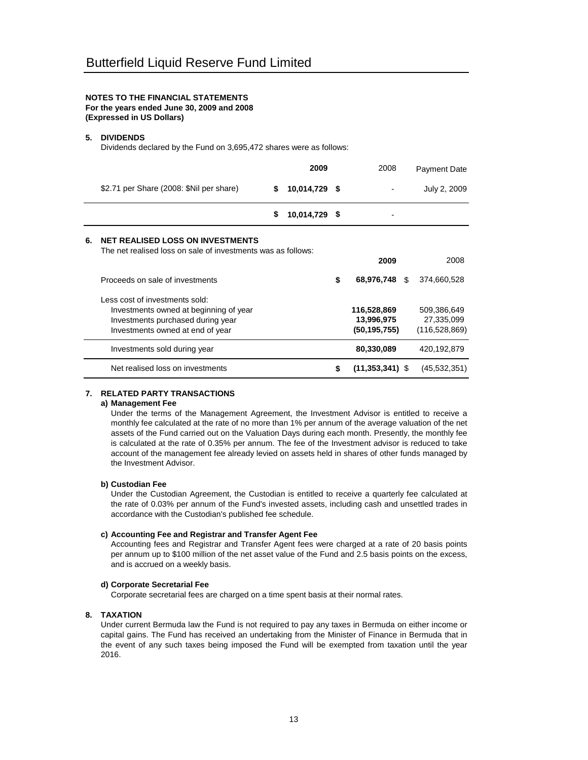# Butterfield Liquid Reserve Fund Limited

**NOTES TO THE FINANCIAL STATEMENTS**
**For the years ended June 30, 2009 and 2008**
**(Expressed in US Dollars)**

## 5. DIVIDENDS

Dividends declared by the Fund on 3,695,472 shares were as follows:

| | 2009 | 2008 | Payment Date |
|---|---|---|---|
| $2.71 per Share (2008: $Nil per share) | **$ 10,014,729** | $ - | July 2, 2009 |
| | **$ 10,014,729** | $ - | |

## 6. NET REALISED LOSS ON INVESTMENTS

The net realised loss on sale of investments was as follows:

| | 2009 | 2008 |
|---|---|---|
| Proceeds on sale of investments | **$ 68,976,748** | $ 374,660,528 |
| Less cost of investments sold: | | |
| Investments owned at beginning of year | **116,528,869** | 509,386,649 |
| Investments purchased during year | **13,996,975** | 27,335,099 |
| Investments owned at end of year | **(50,195,755)** | (116,528,869) |
| Investments sold during year | **80,330,089** | 420,192,879 |
| Net realised loss on investments | **$ (11,353,341)** | $ (45,532,351) |

## 7. RELATED PARTY TRANSACTIONS

**a) Management Fee**

Under the terms of the Management Agreement, the Investment Advisor is entitled to receive a monthly fee calculated at the rate of no more than 1% per annum of the average valuation of the net assets of the Fund carried out on the Valuation Days during each month. Presently, the monthly fee is calculated at the rate of 0.35% per annum. The fee of the Investment advisor is reduced to take account of the management fee already levied on assets held in shares of other funds managed by the Investment Advisor.

**b) Custodian Fee**

Under the Custodian Agreement, the Custodian is entitled to receive a quarterly fee calculated at the rate of 0.03% per annum of the Fund's invested assets, including cash and unsettled trades in accordance with the Custodian's published fee schedule.

**c) Accounting Fee and Registrar and Transfer Agent Fee**

Accounting fees and Registrar and Transfer Agent fees were charged at a rate of 20 basis points per annum up to $100 million of the net asset value of the Fund and 2.5 basis points on the excess, and is accrued on a weekly basis.

**d) Corporate Secretarial Fee**

Corporate secretarial fees are charged on a time spent basis at their normal rates.

## 8. TAXATION

Under current Bermuda law the Fund is not required to pay any taxes in Bermuda on either income or capital gains. The Fund has received an undertaking from the Minister of Finance in Bermuda that in the event of any such taxes being imposed the Fund will be exempted from taxation until the year 2016.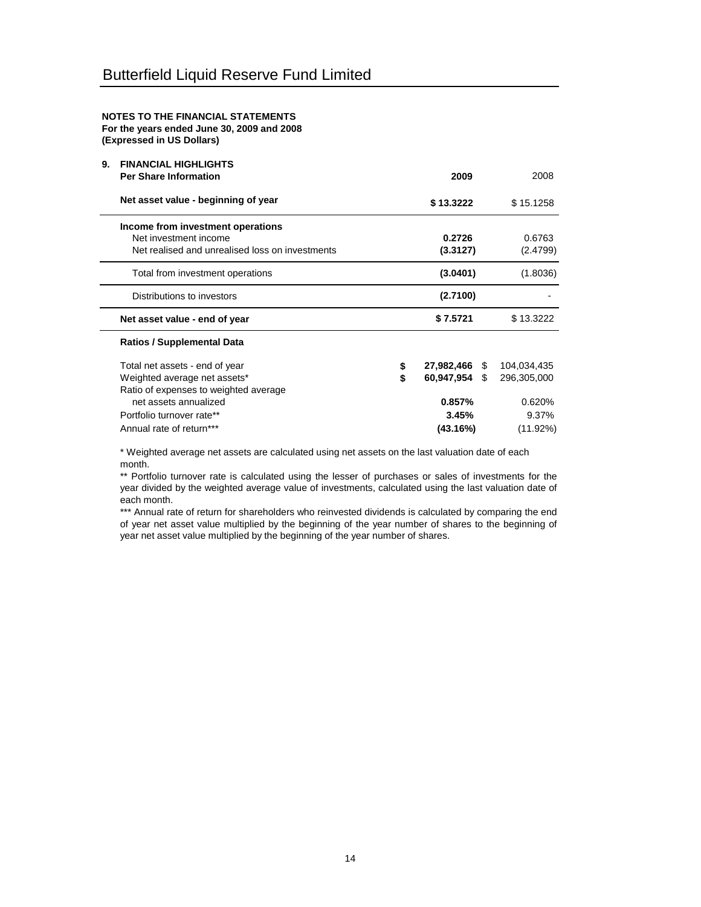# Butterfield Liquid Reserve Fund Limited

**NOTES TO THE FINANCIAL STATEMENTS**
**For the years ended June 30, 2009 and 2008**
**(Expressed in US Dollars)**

## 9. FINANCIAL HIGHLIGHTS

| **Per Share Information** | **2009** | 2008 |
|---|---|---|
| **Net asset value - beginning of year** | **$ 13.3222** | $ 15.1258 |
| **Income from investment operations** | | |
| Net investment income | **0.2726** | 0.6763 |
| Net realised and unrealised loss on investments | **(3.3127)** | (2.4799) |
| Total from investment operations | **(3.0401)** | (1.8036) |
| Distributions to investors | **(2.7100)** | - |
| **Net asset value - end of year** | **$ 7.5721** | $ 13.3222 |

| **Ratios / Supplemental Data** | **2009** | 2008 |
|---|---|---|
| Total net assets - end of year | **$ 27,982,466** | $ 104,034,435 |
| Weighted average net assets* | **$ 60,947,954** | $ 296,305,000 |
| Ratio of expenses to weighted average net assets annualized | **0.857%** | 0.620% |
| Portfolio turnover rate** | **3.45%** | 9.37% |
| Annual rate of return*** | **(43.16%)** | (11.92%) |

\* Weighted average net assets are calculated using net assets on the last valuation date of each month.

** Portfolio turnover rate is calculated using the lesser of purchases or sales of investments for the year divided by the weighted average value of investments, calculated using the last valuation date of each month.

*** Annual rate of return for shareholders who reinvested dividends is calculated by comparing the end of year net asset value multiplied by the beginning of the year number of shares to the beginning of year net asset value multiplied by the beginning of the year number of shares.